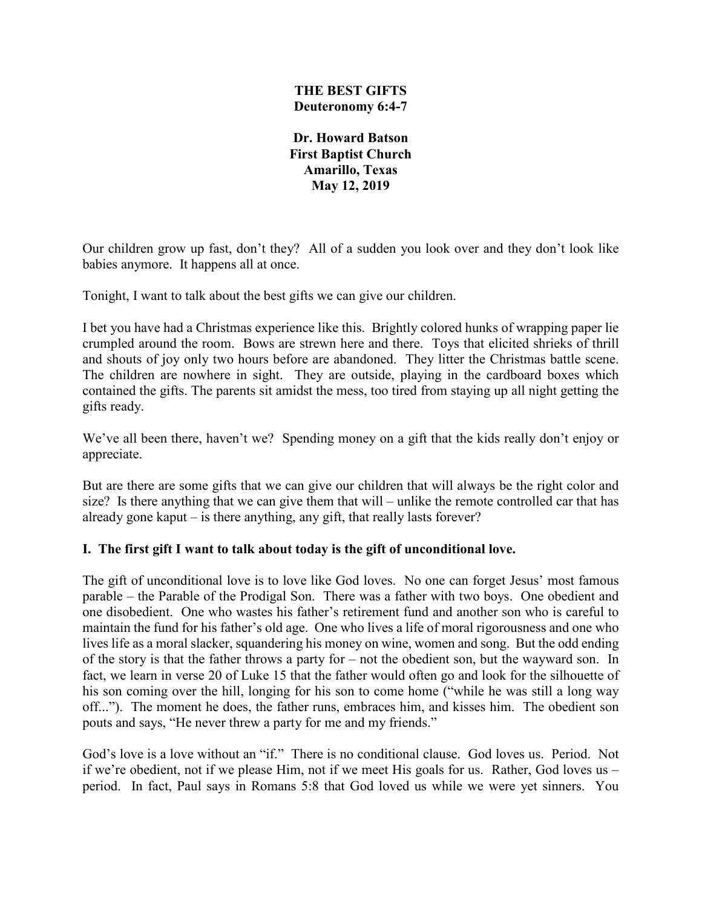**THE BEST GIFTS**
**Deuteronomy 6:4-7**

**Dr. Howard Batson**
**First Baptist Church**
**Amarillo, Texas**
**May 12, 2019**

Our children grow up fast, don't they? All of a sudden you look over and they don't look like babies anymore. It happens all at once.

Tonight, I want to talk about the best gifts we can give our children.

I bet you have had a Christmas experience like this. Brightly colored hunks of wrapping paper lie crumpled around the room. Bows are strewn here and there. Toys that elicited shrieks of thrill and shouts of joy only two hours before are abandoned. They litter the Christmas battle scene. The children are nowhere in sight. They are outside, playing in the cardboard boxes which contained the gifts. The parents sit amidst the mess, too tired from staying up all night getting the gifts ready.

We've all been there, haven't we? Spending money on a gift that the kids really don't enjoy or appreciate.

But are there are some gifts that we can give our children that will always be the right color and size? Is there anything that we can give them that will – unlike the remote controlled car that has already gone kaput – is there anything, any gift, that really lasts forever?

**I. The first gift I want to talk about today is the gift of unconditional love.**

The gift of unconditional love is to love like God loves. No one can forget Jesus' most famous parable – the Parable of the Prodigal Son. There was a father with two boys. One obedient and one disobedient. One who wastes his father's retirement fund and another son who is careful to maintain the fund for his father's old age. One who lives a life of moral rigorousness and one who lives life as a moral slacker, squandering his money on wine, women and song. But the odd ending of the story is that the father throws a party for – not the obedient son, but the wayward son. In fact, we learn in verse 20 of Luke 15 that the father would often go and look for the silhouette of his son coming over the hill, longing for his son to come home ("while he was still a long way off..."). The moment he does, the father runs, embraces him, and kisses him. The obedient son pouts and says, "He never threw a party for me and my friends."

God's love is a love without an "if." There is no conditional clause. God loves us. Period. Not if we're obedient, not if we please Him, not if we meet His goals for us. Rather, God loves us – period. In fact, Paul says in Romans 5:8 that God loved us while we were yet sinners. You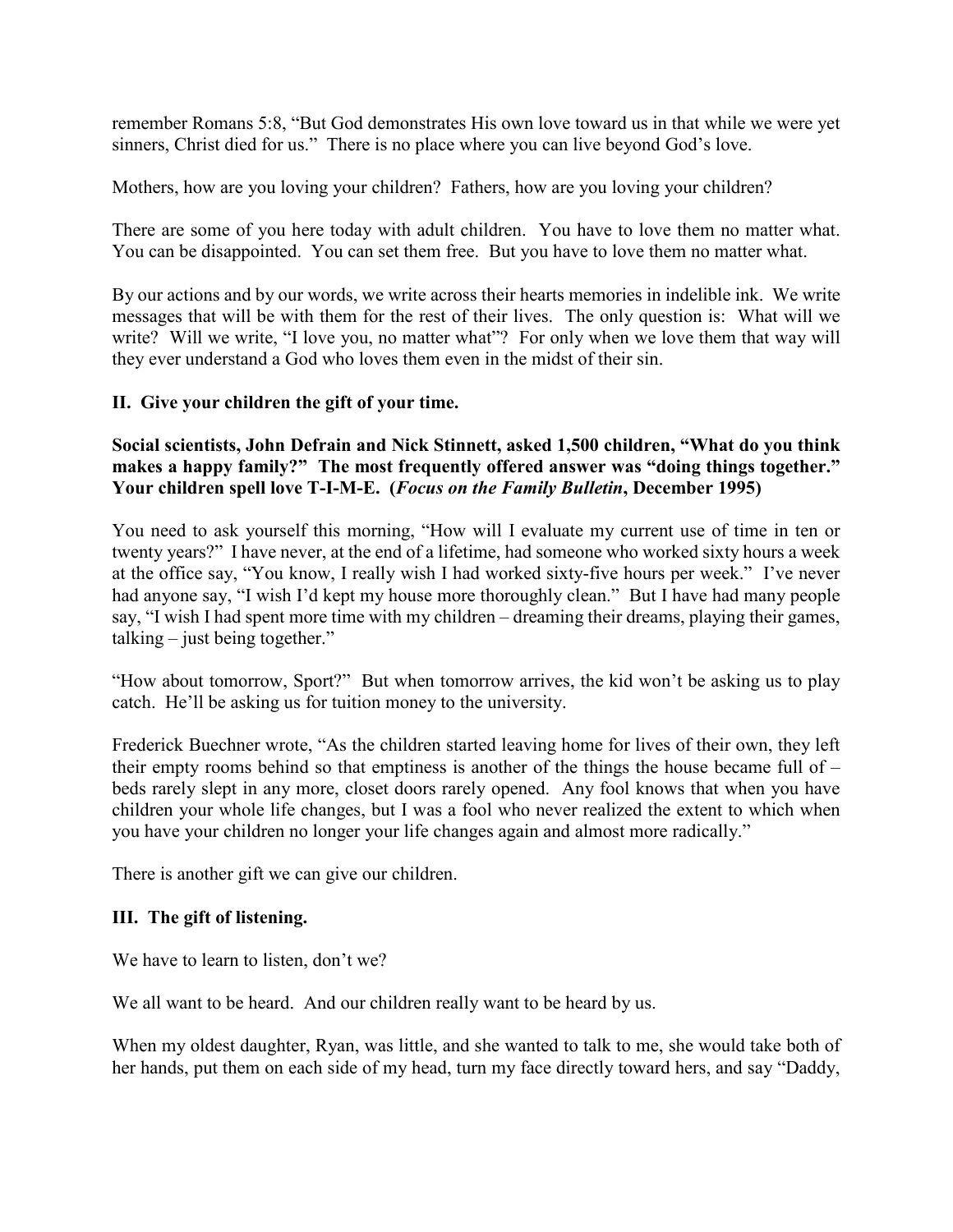remember Romans 5:8, "But God demonstrates His own love toward us in that while we were yet sinners, Christ died for us." There is no place where you can live beyond God's love.

Mothers, how are you loving your children? Fathers, how are you loving your children?

There are some of you here today with adult children. You have to love them no matter what. You can be disappointed. You can set them free. But you have to love them no matter what.

By our actions and by our words, we write across their hearts memories in indelible ink. We write messages that will be with them for the rest of their lives. The only question is: What will we write? Will we write, "I love you, no matter what"? For only when we love them that way will they ever understand a God who loves them even in the midst of their sin.

## II. Give your children the gift of your time.

**Social scientists, John Defrain and Nick Stinnett, asked 1,500 children, "What do you think makes a happy family?" The most frequently offered answer was "doing things together." Your children spell love T-I-M-E. (*Focus on the Family Bulletin*, December 1995)**

You need to ask yourself this morning, "How will I evaluate my current use of time in ten or twenty years?" I have never, at the end of a lifetime, had someone who worked sixty hours a week at the office say, "You know, I really wish I had worked sixty-five hours per week." I've never had anyone say, "I wish I'd kept my house more thoroughly clean." But I have had many people say, "I wish I had spent more time with my children – dreaming their dreams, playing their games, talking – just being together."

"How about tomorrow, Sport?" But when tomorrow arrives, the kid won't be asking us to play catch. He'll be asking us for tuition money to the university.

Frederick Buechner wrote, "As the children started leaving home for lives of their own, they left their empty rooms behind so that emptiness is another of the things the house became full of – beds rarely slept in any more, closet doors rarely opened. Any fool knows that when you have children your whole life changes, but I was a fool who never realized the extent to which when you have your children no longer your life changes again and almost more radically."

There is another gift we can give our children.

## III. The gift of listening.

We have to learn to listen, don't we?

We all want to be heard. And our children really want to be heard by us.

When my oldest daughter, Ryan, was little, and she wanted to talk to me, she would take both of her hands, put them on each side of my head, turn my face directly toward hers, and say "Daddy,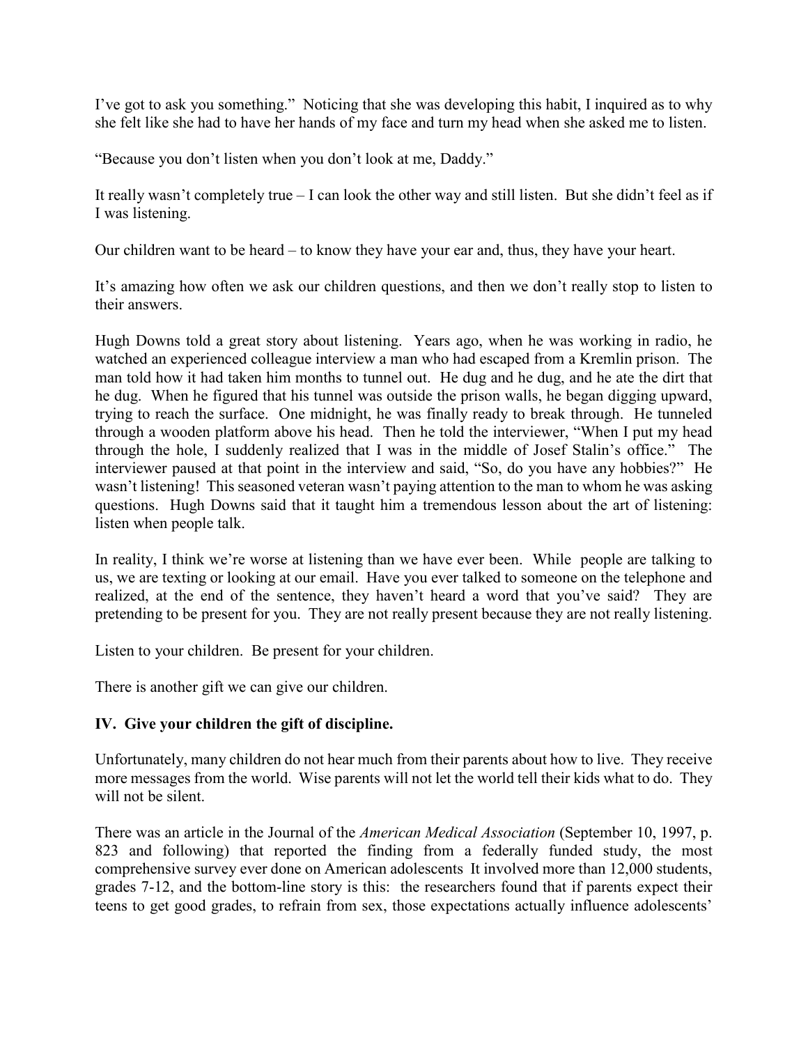I've got to ask you something." Noticing that she was developing this habit, I inquired as to why she felt like she had to have her hands of my face and turn my head when she asked me to listen.

"Because you don't listen when you don't look at me, Daddy."

It really wasn't completely true – I can look the other way and still listen. But she didn't feel as if I was listening.

Our children want to be heard – to know they have your ear and, thus, they have your heart.

It's amazing how often we ask our children questions, and then we don't really stop to listen to their answers.

Hugh Downs told a great story about listening. Years ago, when he was working in radio, he watched an experienced colleague interview a man who had escaped from a Kremlin prison. The man told how it had taken him months to tunnel out. He dug and he dug, and he ate the dirt that he dug. When he figured that his tunnel was outside the prison walls, he began digging upward, trying to reach the surface. One midnight, he was finally ready to break through. He tunneled through a wooden platform above his head. Then he told the interviewer, "When I put my head through the hole, I suddenly realized that I was in the middle of Josef Stalin's office." The interviewer paused at that point in the interview and said, "So, do you have any hobbies?" He wasn't listening! This seasoned veteran wasn't paying attention to the man to whom he was asking questions. Hugh Downs said that it taught him a tremendous lesson about the art of listening: listen when people talk.

In reality, I think we're worse at listening than we have ever been. While people are talking to us, we are texting or looking at our email. Have you ever talked to someone on the telephone and realized, at the end of the sentence, they haven't heard a word that you've said? They are pretending to be present for you. They are not really present because they are not really listening.

Listen to your children. Be present for your children.

There is another gift we can give our children.

**IV. Give your children the gift of discipline.**

Unfortunately, many children do not hear much from their parents about how to live. They receive more messages from the world. Wise parents will not let the world tell their kids what to do. They will not be silent.

There was an article in the Journal of the *American Medical Association* (September 10, 1997, p. 823 and following) that reported the finding from a federally funded study, the most comprehensive survey ever done on American adolescents It involved more than 12,000 students, grades 7-12, and the bottom-line story is this: the researchers found that if parents expect their teens to get good grades, to refrain from sex, those expectations actually influence adolescents'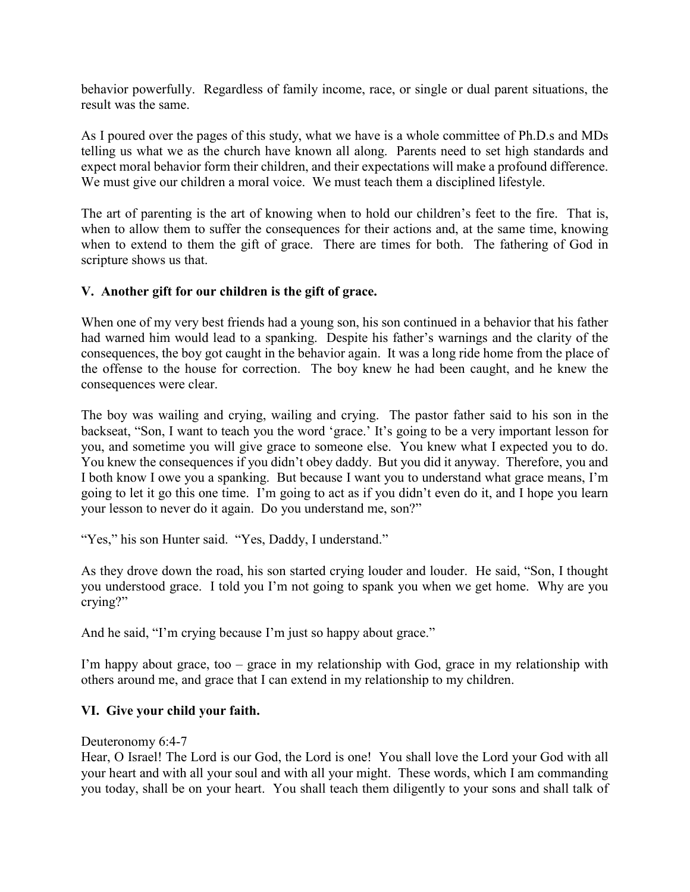behavior powerfully. Regardless of family income, race, or single or dual parent situations, the result was the same.

As I poured over the pages of this study, what we have is a whole committee of Ph.D.s and MDs telling us what we as the church have known all along. Parents need to set high standards and expect moral behavior form their children, and their expectations will make a profound difference. We must give our children a moral voice. We must teach them a disciplined lifestyle.

The art of parenting is the art of knowing when to hold our children's feet to the fire. That is, when to allow them to suffer the consequences for their actions and, at the same time, knowing when to extend to them the gift of grace. There are times for both. The fathering of God in scripture shows us that.

**V. Another gift for our children is the gift of grace.**

When one of my very best friends had a young son, his son continued in a behavior that his father had warned him would lead to a spanking. Despite his father's warnings and the clarity of the consequences, the boy got caught in the behavior again. It was a long ride home from the place of the offense to the house for correction. The boy knew he had been caught, and he knew the consequences were clear.

The boy was wailing and crying, wailing and crying. The pastor father said to his son in the backseat, "Son, I want to teach you the word 'grace.' It's going to be a very important lesson for you, and sometime you will give grace to someone else. You knew what I expected you to do. You knew the consequences if you didn't obey daddy. But you did it anyway. Therefore, you and I both know I owe you a spanking. But because I want you to understand what grace means, I'm going to let it go this one time. I'm going to act as if you didn't even do it, and I hope you learn your lesson to never do it again. Do you understand me, son?"

"Yes," his son Hunter said. "Yes, Daddy, I understand."

As they drove down the road, his son started crying louder and louder. He said, "Son, I thought you understood grace. I told you I'm not going to spank you when we get home. Why are you crying?"

And he said, "I'm crying because I'm just so happy about grace."

I'm happy about grace, too – grace in my relationship with God, grace in my relationship with others around me, and grace that I can extend in my relationship to my children.

**VI. Give your child your faith.**

Deuteronomy 6:4-7
Hear, O Israel! The Lord is our God, the Lord is one! You shall love the Lord your God with all your heart and with all your soul and with all your might. These words, which I am commanding you today, shall be on your heart. You shall teach them diligently to your sons and shall talk of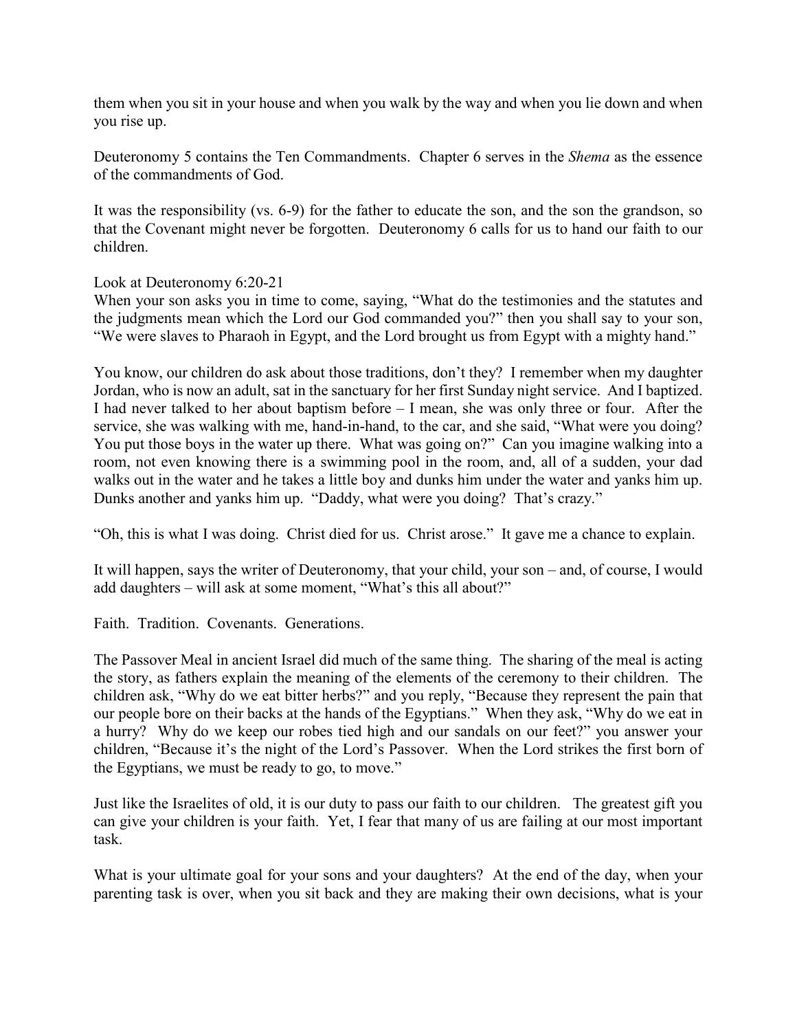them when you sit in your house and when you walk by the way and when you lie down and when you rise up.

Deuteronomy 5 contains the Ten Commandments. Chapter 6 serves in the *Shema* as the essence of the commandments of God.

It was the responsibility (vs. 6-9) for the father to educate the son, and the son the grandson, so that the Covenant might never be forgotten. Deuteronomy 6 calls for us to hand our faith to our children.

Look at Deuteronomy 6:20-21
When your son asks you in time to come, saying, "What do the testimonies and the statutes and the judgments mean which the Lord our God commanded you?" then you shall say to your son, "We were slaves to Pharaoh in Egypt, and the Lord brought us from Egypt with a mighty hand."

You know, our children do ask about those traditions, don't they? I remember when my daughter Jordan, who is now an adult, sat in the sanctuary for her first Sunday night service. And I baptized. I had never talked to her about baptism before – I mean, she was only three or four. After the service, she was walking with me, hand-in-hand, to the car, and she said, "What were you doing? You put those boys in the water up there. What was going on?" Can you imagine walking into a room, not even knowing there is a swimming pool in the room, and, all of a sudden, your dad walks out in the water and he takes a little boy and dunks him under the water and yanks him up. Dunks another and yanks him up. "Daddy, what were you doing? That's crazy."

"Oh, this is what I was doing. Christ died for us. Christ arose." It gave me a chance to explain.

It will happen, says the writer of Deuteronomy, that your child, your son – and, of course, I would add daughters – will ask at some moment, "What's this all about?"

Faith. Tradition. Covenants. Generations.

The Passover Meal in ancient Israel did much of the same thing. The sharing of the meal is acting the story, as fathers explain the meaning of the elements of the ceremony to their children. The children ask, "Why do we eat bitter herbs?" and you reply, "Because they represent the pain that our people bore on their backs at the hands of the Egyptians." When they ask, "Why do we eat in a hurry? Why do we keep our robes tied high and our sandals on our feet?" you answer your children, "Because it's the night of the Lord's Passover. When the Lord strikes the first born of the Egyptians, we must be ready to go, to move."

Just like the Israelites of old, it is our duty to pass our faith to our children. The greatest gift you can give your children is your faith. Yet, I fear that many of us are failing at our most important task.

What is your ultimate goal for your sons and your daughters? At the end of the day, when your parenting task is over, when you sit back and they are making their own decisions, what is your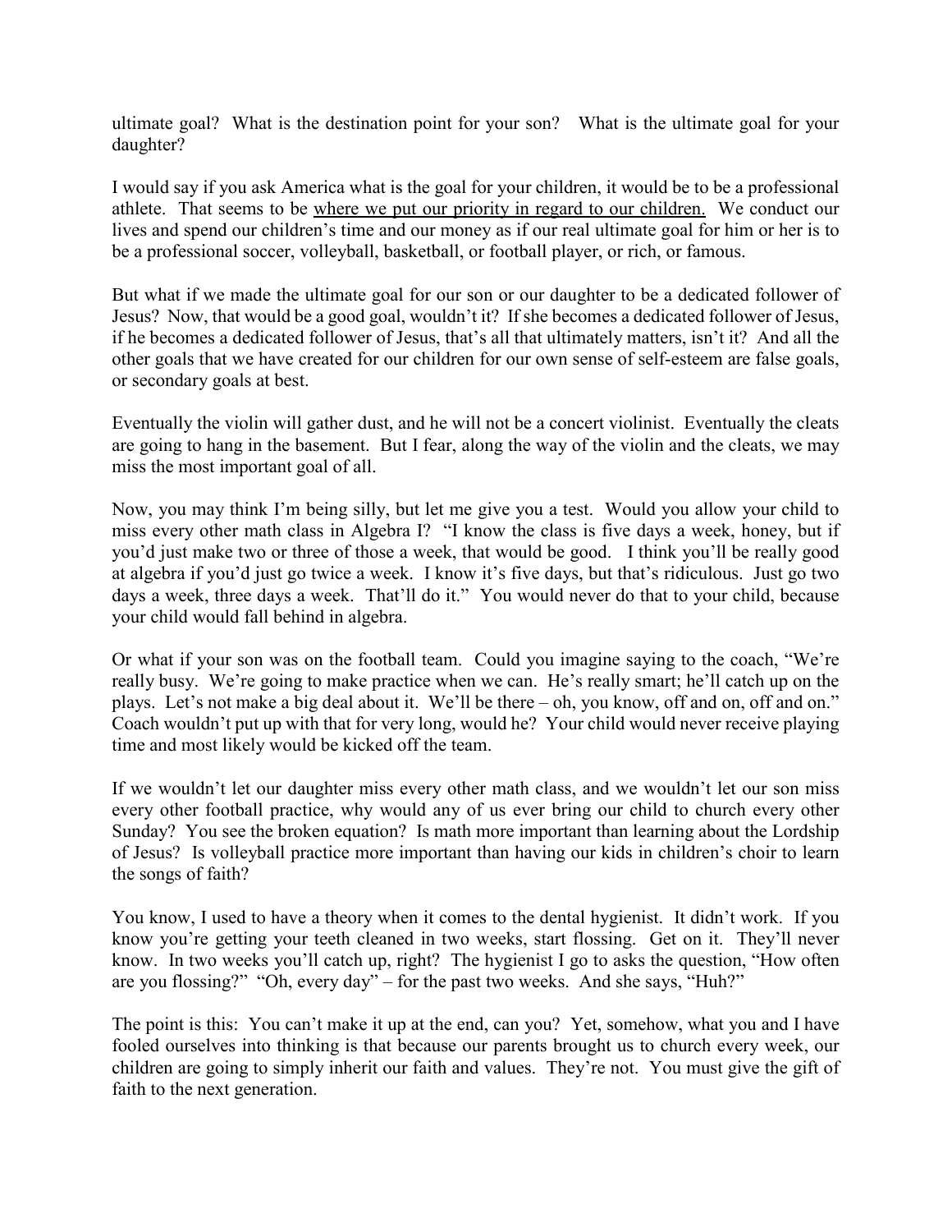ultimate goal? What is the destination point for your son? What is the ultimate goal for your daughter?

I would say if you ask America what is the goal for your children, it would be to be a professional athlete. That seems to be <u>where we put our priority in regard to our children.</u> We conduct our lives and spend our children's time and our money as if our real ultimate goal for him or her is to be a professional soccer, volleyball, basketball, or football player, or rich, or famous.

But what if we made the ultimate goal for our son or our daughter to be a dedicated follower of Jesus? Now, that would be a good goal, wouldn't it? If she becomes a dedicated follower of Jesus, if he becomes a dedicated follower of Jesus, that's all that ultimately matters, isn't it? And all the other goals that we have created for our children for our own sense of self-esteem are false goals, or secondary goals at best.

Eventually the violin will gather dust, and he will not be a concert violinist. Eventually the cleats are going to hang in the basement. But I fear, along the way of the violin and the cleats, we may miss the most important goal of all.

Now, you may think I'm being silly, but let me give you a test. Would you allow your child to miss every other math class in Algebra I? "I know the class is five days a week, honey, but if you'd just make two or three of those a week, that would be good. I think you'll be really good at algebra if you'd just go twice a week. I know it's five days, but that's ridiculous. Just go two days a week, three days a week. That'll do it." You would never do that to your child, because your child would fall behind in algebra.

Or what if your son was on the football team. Could you imagine saying to the coach, "We're really busy. We're going to make practice when we can. He's really smart; he'll catch up on the plays. Let's not make a big deal about it. We'll be there – oh, you know, off and on, off and on." Coach wouldn't put up with that for very long, would he? Your child would never receive playing time and most likely would be kicked off the team.

If we wouldn't let our daughter miss every other math class, and we wouldn't let our son miss every other football practice, why would any of us ever bring our child to church every other Sunday? You see the broken equation? Is math more important than learning about the Lordship of Jesus? Is volleyball practice more important than having our kids in children's choir to learn the songs of faith?

You know, I used to have a theory when it comes to the dental hygienist. It didn't work. If you know you're getting your teeth cleaned in two weeks, start flossing. Get on it. They'll never know. In two weeks you'll catch up, right? The hygienist I go to asks the question, "How often are you flossing?" "Oh, every day" – for the past two weeks. And she says, "Huh?"

The point is this: You can't make it up at the end, can you? Yet, somehow, what you and I have fooled ourselves into thinking is that because our parents brought us to church every week, our children are going to simply inherit our faith and values. They're not. You must give the gift of faith to the next generation.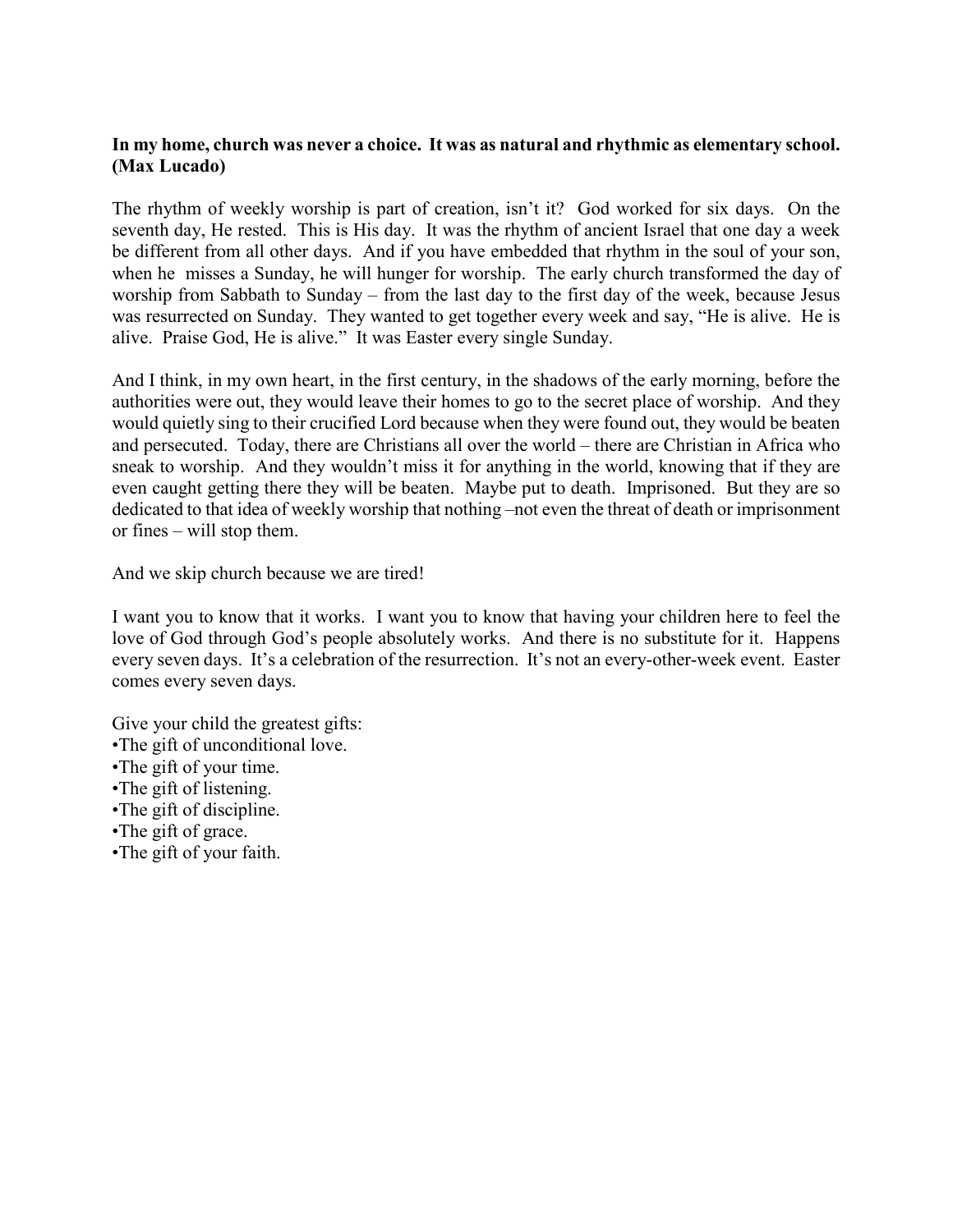**In my home, church was never a choice. It was as natural and rhythmic as elementary school. (Max Lucado)**

The rhythm of weekly worship is part of creation, isn't it? God worked for six days. On the seventh day, He rested. This is His day. It was the rhythm of ancient Israel that one day a week be different from all other days. And if you have embedded that rhythm in the soul of your son, when he misses a Sunday, he will hunger for worship. The early church transformed the day of worship from Sabbath to Sunday – from the last day to the first day of the week, because Jesus was resurrected on Sunday. They wanted to get together every week and say, "He is alive. He is alive. Praise God, He is alive." It was Easter every single Sunday.

And I think, in my own heart, in the first century, in the shadows of the early morning, before the authorities were out, they would leave their homes to go to the secret place of worship. And they would quietly sing to their crucified Lord because when they were found out, they would be beaten and persecuted. Today, there are Christians all over the world – there are Christian in Africa who sneak to worship. And they wouldn't miss it for anything in the world, knowing that if they are even caught getting there they will be beaten. Maybe put to death. Imprisoned. But they are so dedicated to that idea of weekly worship that nothing –not even the threat of death or imprisonment or fines – will stop them.

And we skip church because we are tired!

I want you to know that it works. I want you to know that having your children here to feel the love of God through God's people absolutely works. And there is no substitute for it. Happens every seven days. It's a celebration of the resurrection. It's not an every-other-week event. Easter comes every seven days.

Give your child the greatest gifts:
- The gift of unconditional love.
- The gift of your time.
- The gift of listening.
- The gift of discipline.
- The gift of grace.
- The gift of your faith.